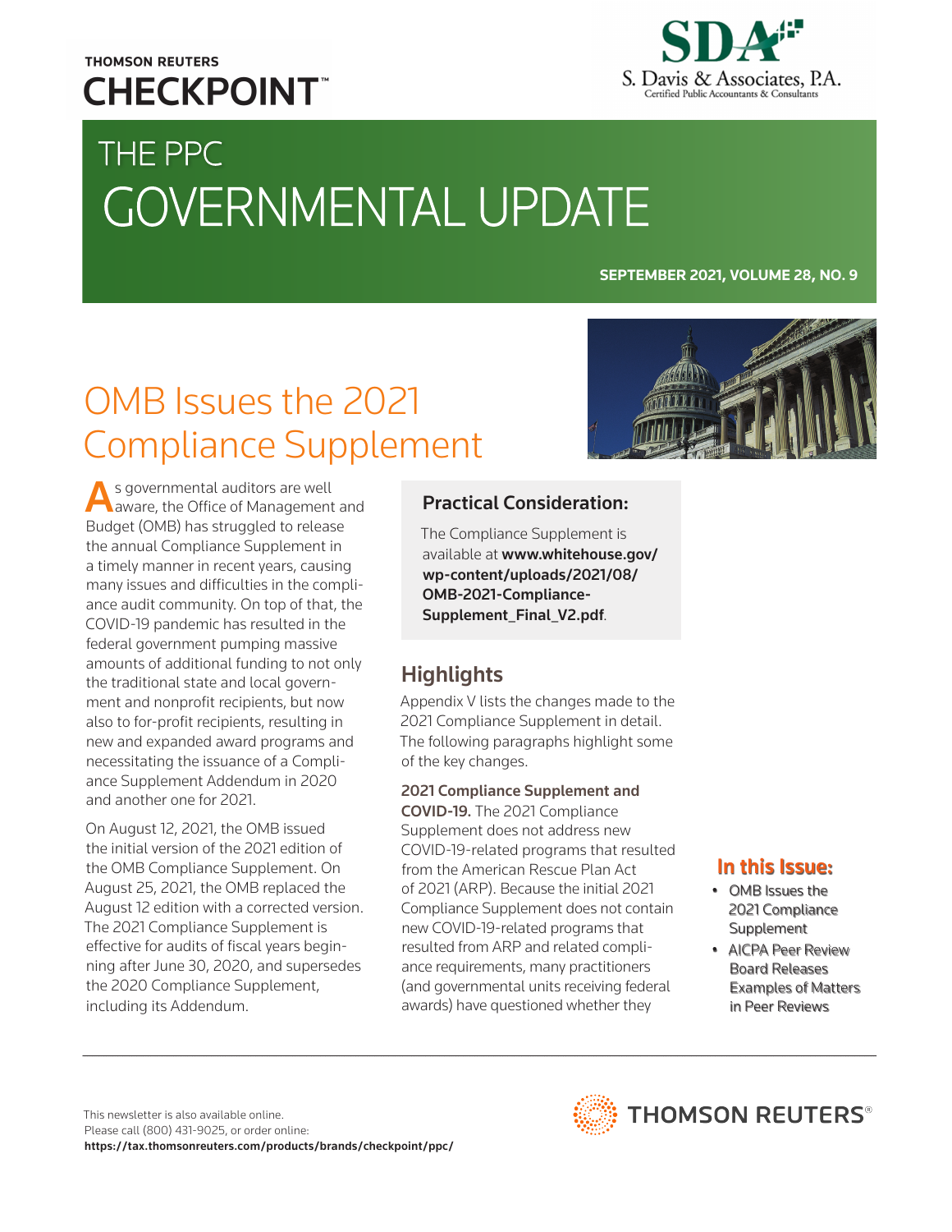THOMSON REUTERS CHECKPOINT™

S. Davis & Associates, P.A.
Certified Public Accountants & Consultants

# THE PPC GOVERNMENTAL UPDATE

SEPTEMBER 2021, VOLUME 28, NO. 9

## OMB Issues the 2021 Compliance Supplement

As governmental auditors are well aware, the Office of Management and Budget (OMB) has struggled to release the annual Compliance Supplement in a timely manner in recent years, causing many issues and difficulties in the compliance audit community. On top of that, the COVID-19 pandemic has resulted in the federal government pumping massive amounts of additional funding to not only the traditional state and local government and nonprofit recipients, but now also to for-profit recipients, resulting in new and expanded award programs and necessitating the issuance of a Compliance Supplement Addendum in 2020 and another one for 2021.

On August 12, 2021, the OMB issued the initial version of the 2021 edition of the OMB Compliance Supplement. On August 25, 2021, the OMB replaced the August 12 edition with a corrected version. The 2021 Compliance Supplement is effective for audits of fiscal years beginning after June 30, 2020, and supersedes the 2020 Compliance Supplement, including its Addendum.

> **Practical Consideration:**
>
> The Compliance Supplement is available at **www.whitehouse.gov/wp-content/uploads/2021/08/OMB-2021-Compliance-Supplement_Final_V2.pdf**.

### Highlights

Appendix V lists the changes made to the 2021 Compliance Supplement in detail. The following paragraphs highlight some of the key changes.

**2021 Compliance Supplement and COVID-19.** The 2021 Compliance Supplement does not address new COVID-19-related programs that resulted from the American Rescue Plan Act of 2021 (ARP). Because the initial 2021 Compliance Supplement does not contain new COVID-19-related programs that resulted from ARP and related compliance requirements, many practitioners (and governmental units receiving federal awards) have questioned whether they

**In this Issue:**

- OMB Issues the 2021 Compliance Supplement
- AICPA Peer Review Board Releases Examples of Matters in Peer Reviews

This newsletter is also available online.
Please call (800) 431-9025, or order online:
**https://tax.thomsonreuters.com/products/brands/checkpoint/ppc/**

THOMSON REUTERS®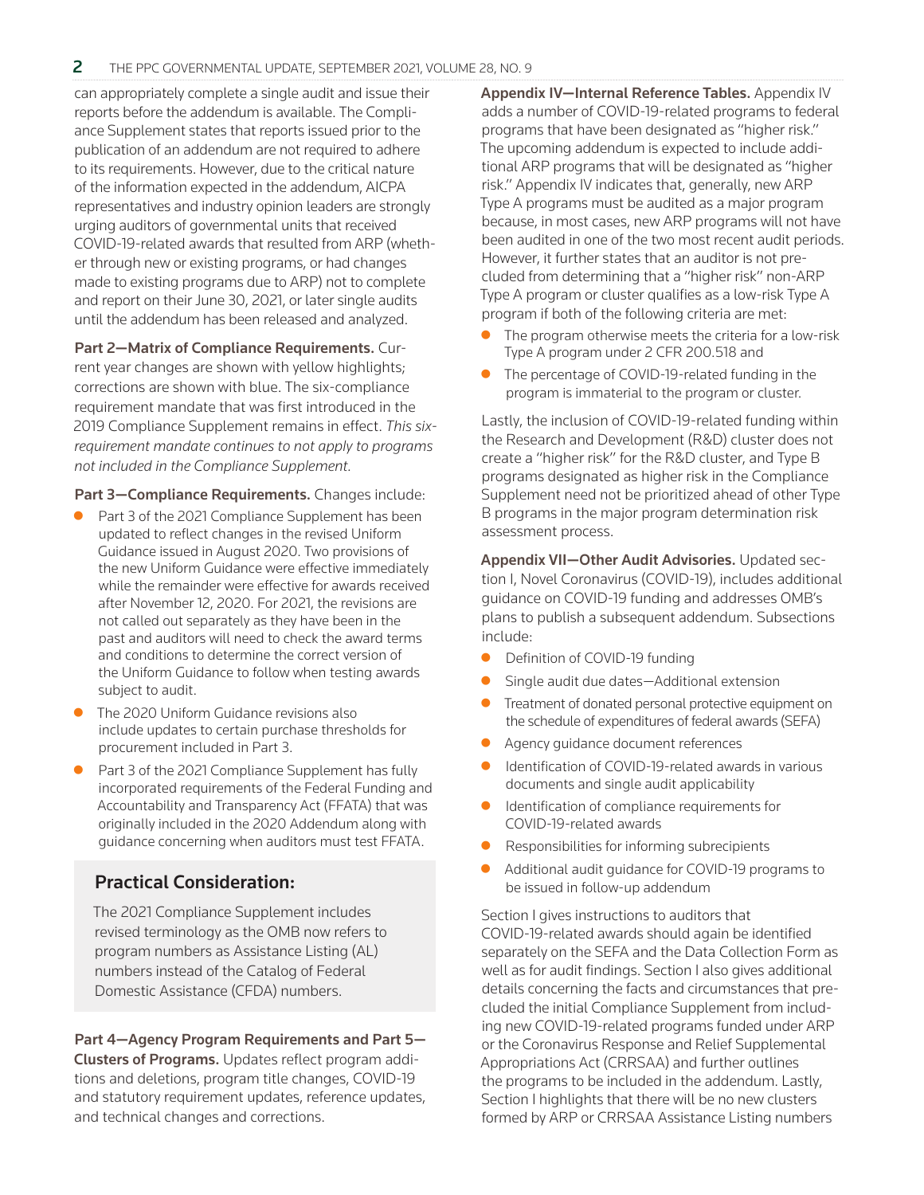can appropriately complete a single audit and issue their reports before the addendum is available. The Compliance Supplement states that reports issued prior to the publication of an addendum are not required to adhere to its requirements. However, due to the critical nature of the information expected in the addendum, AICPA representatives and industry opinion leaders are strongly urging auditors of governmental units that received COVID-19-related awards that resulted from ARP (whether through new or existing programs, or had changes made to existing programs due to ARP) not to complete and report on their June 30, 2021, or later single audits until the addendum has been released and analyzed.

**Part 2—Matrix of Compliance Requirements.** Current year changes are shown with yellow highlights; corrections are shown with blue. The six-compliance requirement mandate that was first introduced in the 2019 Compliance Supplement remains in effect. *This six-requirement mandate continues to not apply to programs not included in the Compliance Supplement.*

**Part 3—Compliance Requirements.** Changes include:

- Part 3 of the 2021 Compliance Supplement has been updated to reflect changes in the revised Uniform Guidance issued in August 2020. Two provisions of the new Uniform Guidance were effective immediately while the remainder were effective for awards received after November 12, 2020. For 2021, the revisions are not called out separately as they have been in the past and auditors will need to check the award terms and conditions to determine the correct version of the Uniform Guidance to follow when testing awards subject to audit.
- The 2020 Uniform Guidance revisions also include updates to certain purchase thresholds for procurement included in Part 3.
- Part 3 of the 2021 Compliance Supplement has fully incorporated requirements of the Federal Funding and Accountability and Transparency Act (FFATA) that was originally included in the 2020 Addendum along with guidance concerning when auditors must test FFATA.

### Practical Consideration:

The 2021 Compliance Supplement includes revised terminology as the OMB now refers to program numbers as Assistance Listing (AL) numbers instead of the Catalog of Federal Domestic Assistance (CFDA) numbers.

**Part 4—Agency Program Requirements and Part 5—Clusters of Programs.** Updates reflect program additions and deletions, program title changes, COVID-19 and statutory requirement updates, reference updates, and technical changes and corrections.

**Appendix IV—Internal Reference Tables.** Appendix IV adds a number of COVID-19-related programs to federal programs that have been designated as "higher risk." The upcoming addendum is expected to include additional ARP programs that will be designated as "higher risk." Appendix IV indicates that, generally, new ARP Type A programs must be audited as a major program because, in most cases, new ARP programs will not have been audited in one of the two most recent audit periods. However, it further states that an auditor is not precluded from determining that a "higher risk" non-ARP Type A program or cluster qualifies as a low-risk Type A program if both of the following criteria are met:

- The program otherwise meets the criteria for a low-risk Type A program under 2 CFR 200.518 and
- The percentage of COVID-19-related funding in the program is immaterial to the program or cluster.

Lastly, the inclusion of COVID-19-related funding within the Research and Development (R&D) cluster does not create a "higher risk" for the R&D cluster, and Type B programs designated as higher risk in the Compliance Supplement need not be prioritized ahead of other Type B programs in the major program determination risk assessment process.

**Appendix VII—Other Audit Advisories.** Updated section I, Novel Coronavirus (COVID-19), includes additional guidance on COVID-19 funding and addresses OMB's plans to publish a subsequent addendum. Subsections include:

- Definition of COVID-19 funding
- Single audit due dates—Additional extension
- Treatment of donated personal protective equipment on the schedule of expenditures of federal awards (SEFA)
- Agency guidance document references
- Identification of COVID-19-related awards in various documents and single audit applicability
- Identification of compliance requirements for COVID-19-related awards
- Responsibilities for informing subrecipients
- Additional audit guidance for COVID-19 programs to be issued in follow-up addendum

Section I gives instructions to auditors that COVID-19-related awards should again be identified separately on the SEFA and the Data Collection Form as well as for audit findings. Section I also gives additional details concerning the facts and circumstances that precluded the initial Compliance Supplement from including new COVID-19-related programs funded under ARP or the Coronavirus Response and Relief Supplemental Appropriations Act (CRRSAA) and further outlines the programs to be included in the addendum. Lastly, Section I highlights that there will be no new clusters formed by ARP or CRRSAA Assistance Listing numbers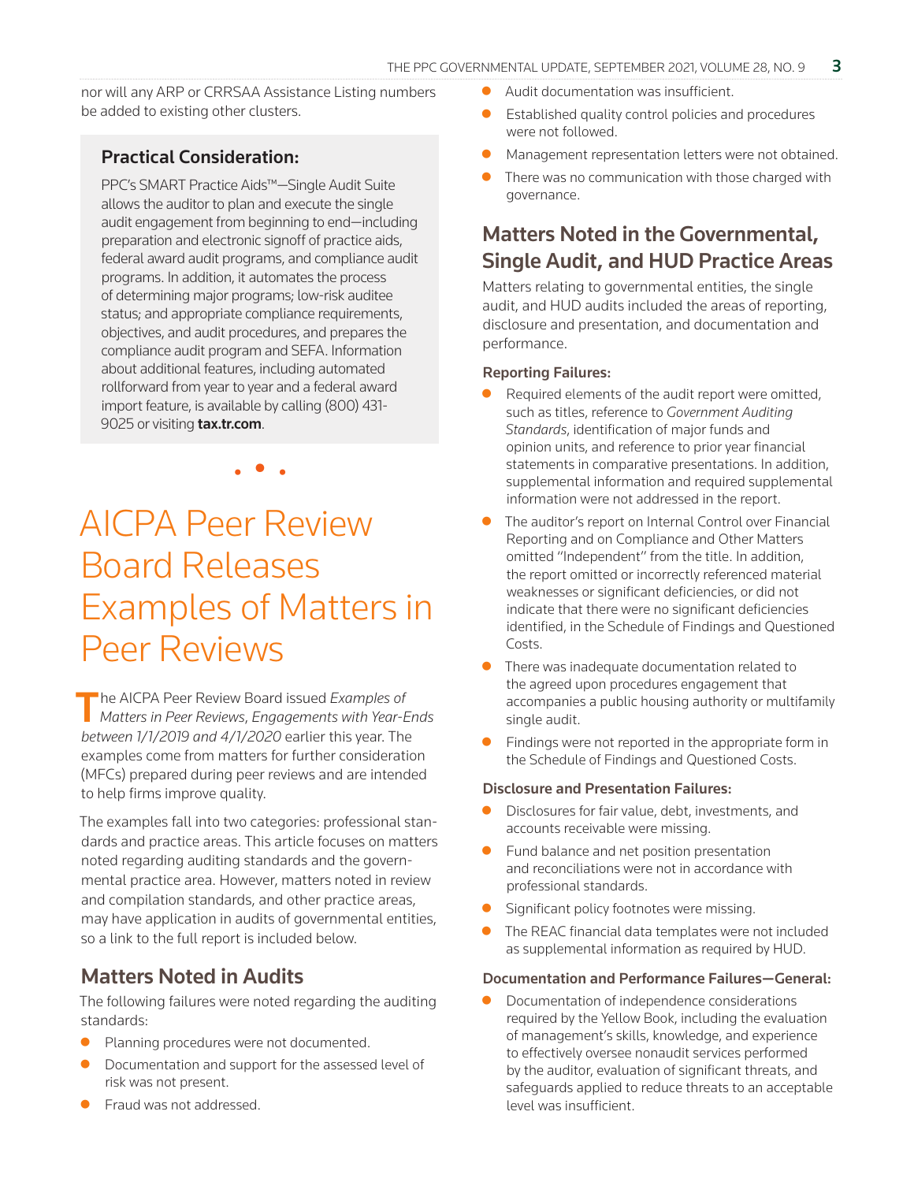nor will any ARP or CRRSAA Assistance Listing numbers be added to existing other clusters.

### Practical Consideration:

PPC's SMART Practice Aids™—Single Audit Suite allows the auditor to plan and execute the single audit engagement from beginning to end—including preparation and electronic signoff of practice aids, federal award audit programs, and compliance audit programs. In addition, it automates the process of determining major programs; low-risk auditee status; and appropriate compliance requirements, objectives, and audit procedures, and prepares the compliance audit program and SEFA. Information about additional features, including automated rollforward from year to year and a federal award import feature, is available by calling (800) 431-9025 or visiting **tax.tr.com**.

# AICPA Peer Review Board Releases Examples of Matters in Peer Reviews

The AICPA Peer Review Board issued *Examples of Matters in Peer Reviews, Engagements with Year-Ends between 1/1/2019 and 4/1/2020* earlier this year. The examples come from matters for further consideration (MFCs) prepared during peer reviews and are intended to help firms improve quality.

The examples fall into two categories: professional standards and practice areas. This article focuses on matters noted regarding auditing standards and the governmental practice area. However, matters noted in review and compilation standards, and other practice areas, may have application in audits of governmental entities, so a link to the full report is included below.

## Matters Noted in Audits

The following failures were noted regarding the auditing standards:

- Planning procedures were not documented.
- Documentation and support for the assessed level of risk was not present.
- Fraud was not addressed.
- Audit documentation was insufficient.
- Established quality control policies and procedures were not followed.
- Management representation letters were not obtained.
- There was no communication with those charged with governance.

## Matters Noted in the Governmental, Single Audit, and HUD Practice Areas

Matters relating to governmental entities, the single audit, and HUD audits included the areas of reporting, disclosure and presentation, and documentation and performance.

#### Reporting Failures:

- Required elements of the audit report were omitted, such as titles, reference to *Government Auditing Standards*, identification of major funds and opinion units, and reference to prior year financial statements in comparative presentations. In addition, supplemental information and required supplemental information were not addressed in the report.
- The auditor's report on Internal Control over Financial Reporting and on Compliance and Other Matters omitted "Independent" from the title. In addition, the report omitted or incorrectly referenced material weaknesses or significant deficiencies, or did not indicate that there were no significant deficiencies identified, in the Schedule of Findings and Questioned Costs.
- There was inadequate documentation related to the agreed upon procedures engagement that accompanies a public housing authority or multifamily single audit.
- Findings were not reported in the appropriate form in the Schedule of Findings and Questioned Costs.

#### Disclosure and Presentation Failures:

- Disclosures for fair value, debt, investments, and accounts receivable were missing.
- Fund balance and net position presentation and reconciliations were not in accordance with professional standards.
- Significant policy footnotes were missing.
- The REAC financial data templates were not included as supplemental information as required by HUD.

#### Documentation and Performance Failures—General:

- Documentation of independence considerations required by the Yellow Book, including the evaluation of management's skills, knowledge, and experience to effectively oversee nonaudit services performed by the auditor, evaluation of significant threats, and safeguards applied to reduce threats to an acceptable level was insufficient.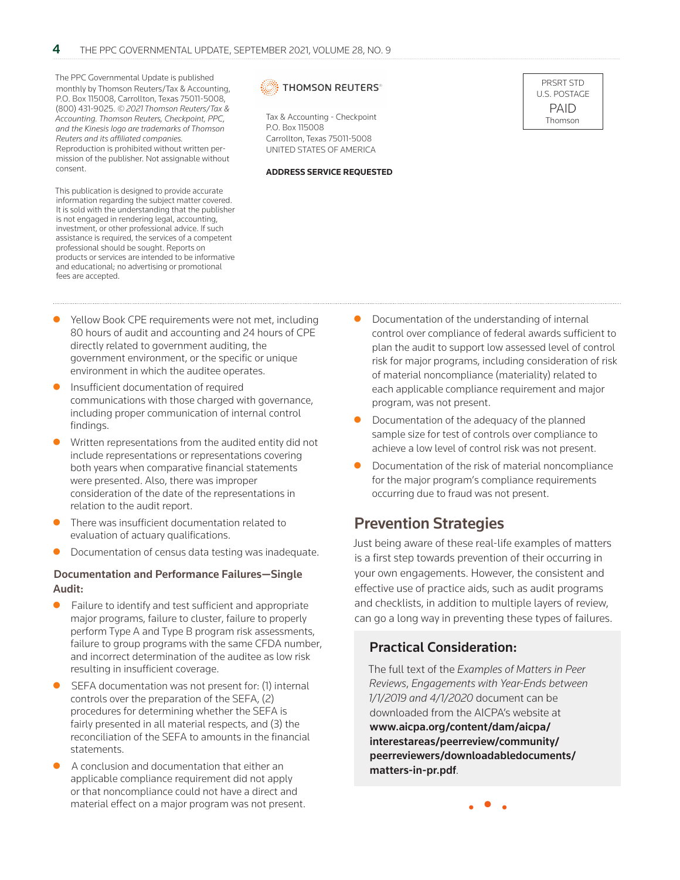The PPC Governmental Update is published monthly by Thomson Reuters/Tax & Accounting, P.O. Box 115008, Carrollton, Texas 75011-5008, (800) 431-9025. *© 2021 Thomson Reuters/Tax & Accounting. Thomson Reuters, Checkpoint, PPC, and the Kinesis logo are trademarks of Thomson Reuters and its affiliated companies.* Reproduction is prohibited without written permission of the publisher. Not assignable without consent.

This publication is designed to provide accurate information regarding the subject matter covered. It is sold with the understanding that the publisher is not engaged in rendering legal, accounting, investment, or other professional advice. If such assistance is required, the services of a competent professional should be sought. Reports on products or services are intended to be informative and educational; no advertising or promotional fees are accepted.

THOMSON REUTERS®

Tax & Accounting - Checkpoint
P.O. Box 115008
Carrollton, Texas 75011-5008
UNITED STATES OF AMERICA

**ADDRESS SERVICE REQUESTED**

PRSRT STD
U.S. POSTAGE
PAID
Thomson

- Yellow Book CPE requirements were not met, including 80 hours of audit and accounting and 24 hours of CPE directly related to government auditing, the government environment, or the specific or unique environment in which the auditee operates.
- Insufficient documentation of required communications with those charged with governance, including proper communication of internal control findings.
- Written representations from the audited entity did not include representations or representations covering both years when comparative financial statements were presented. Also, there was improper consideration of the date of the representations in relation to the audit report.
- There was insufficient documentation related to evaluation of actuary qualifications.
- Documentation of census data testing was inadequate.

### Documentation and Performance Failures—Single Audit:

- Failure to identify and test sufficient and appropriate major programs, failure to cluster, failure to properly perform Type A and Type B program risk assessments, failure to group programs with the same CFDA number, and incorrect determination of the auditee as low risk resulting in insufficient coverage.
- SEFA documentation was not present for: (1) internal controls over the preparation of the SEFA, (2) procedures for determining whether the SEFA is fairly presented in all material respects, and (3) the reconciliation of the SEFA to amounts in the financial statements.
- A conclusion and documentation that either an applicable compliance requirement did not apply or that noncompliance could not have a direct and material effect on a major program was not present.
- Documentation of the understanding of internal control over compliance of federal awards sufficient to plan the audit to support low assessed level of control risk for major programs, including consideration of risk of material noncompliance (materiality) related to each applicable compliance requirement and major program, was not present.
- Documentation of the adequacy of the planned sample size for test of controls over compliance to achieve a low level of control risk was not present.
- Documentation of the risk of material noncompliance for the major program's compliance requirements occurring due to fraud was not present.

## Prevention Strategies

Just being aware of these real-life examples of matters is a first step towards prevention of their occurring in your own engagements. However, the consistent and effective use of practice aids, such as audit programs and checklists, in addition to multiple layers of review, can go a long way in preventing these types of failures.

### Practical Consideration:

The full text of the *Examples of Matters in Peer Reviews, Engagements with Year-Ends between 1/1/2019 and 4/1/2020* document can be downloaded from the AICPA's website at **www.aicpa.org/content/dam/aicpa/interestareas/peerreview/community/peerreviewers/downloadabledocuments/matters-in-pr.pdf**.